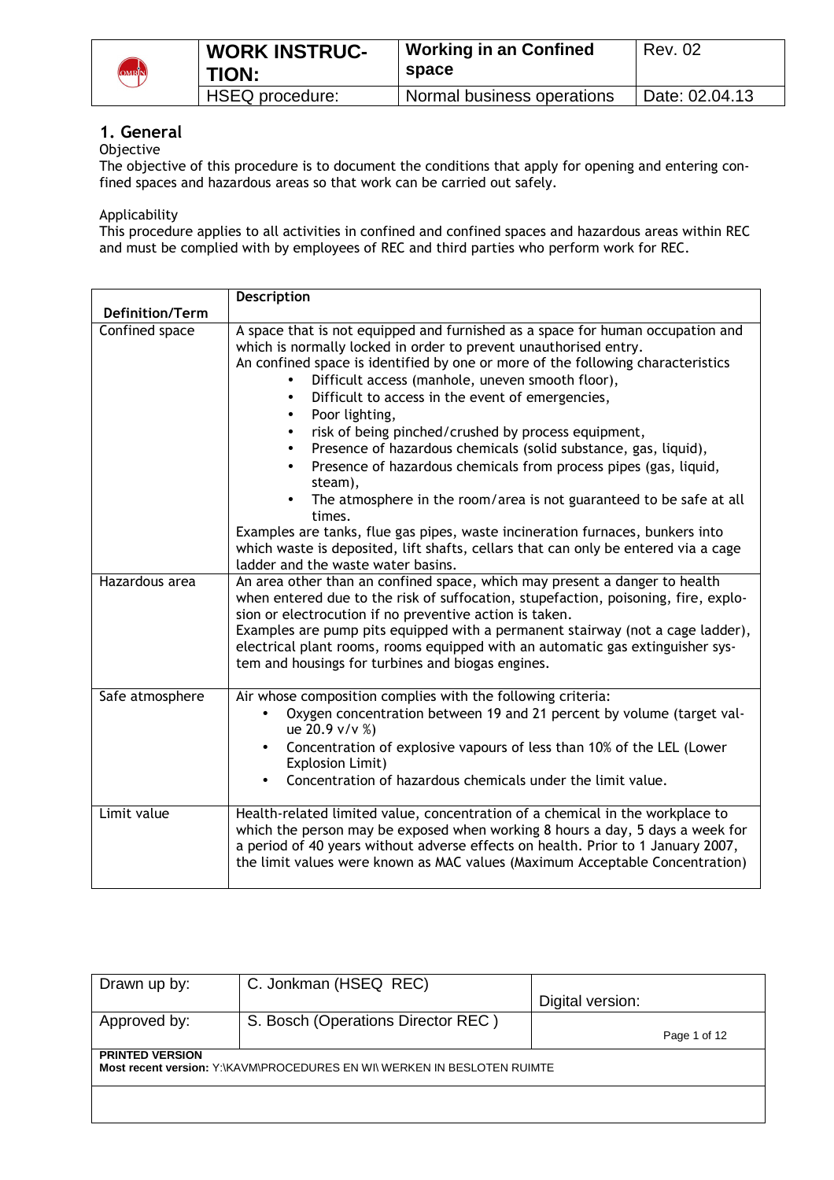## 1. General

Objective

The objective of this procedure is to document the conditions that apply for opening and entering confined spaces and hazardous areas so that work can be carried out safely.

Applicability

This procedure applies to all activities in confined and confined spaces and hazardous areas within REC and must be complied with by employees of REC and third parties who perform work for REC.

| Definition/Term | Description |
|---|---|
| Confined space | A space that is not equipped and furnished as a space for human occupation and which is normally locked in order to prevent unauthorised entry.<br>An confined space is identified by one or more of the following characteristics<br>• Difficult access (manhole, uneven smooth floor),<br>• Difficult to access in the event of emergencies,<br>• Poor lighting,<br>• risk of being pinched/crushed by process equipment,<br>• Presence of hazardous chemicals (solid substance, gas, liquid),<br>• Presence of hazardous chemicals from process pipes (gas, liquid, steam),<br>• The atmosphere in the room/area is not guaranteed to be safe at all times.<br>Examples are tanks, flue gas pipes, waste incineration furnaces, bunkers into which waste is deposited, lift shafts, cellars that can only be entered via a cage ladder and the waste water basins. |
| Hazardous area | An area other than an confined space, which may present a danger to health when entered due to the risk of suffocation, stupefaction, poisoning, fire, explosion or electrocution if no preventive action is taken.<br>Examples are pump pits equipped with a permanent stairway (not a cage ladder), electrical plant rooms, rooms equipped with an automatic gas extinguisher system and housings for turbines and biogas engines. |
| Safe atmosphere | Air whose composition complies with the following criteria:<br>• Oxygen concentration between 19 and 21 percent by volume (target value 20.9 v/v %)<br>• Concentration of explosive vapours of less than 10% of the LEL (Lower Explosion Limit)<br>• Concentration of hazardous chemicals under the limit value. |
| Limit value | Health-related limited value, concentration of a chemical in the workplace to which the person may be exposed when working 8 hours a day, 5 days a week for a period of 40 years without adverse effects on health. Prior to 1 January 2007, the limit values were known as MAC values (Maximum Acceptable Concentration) |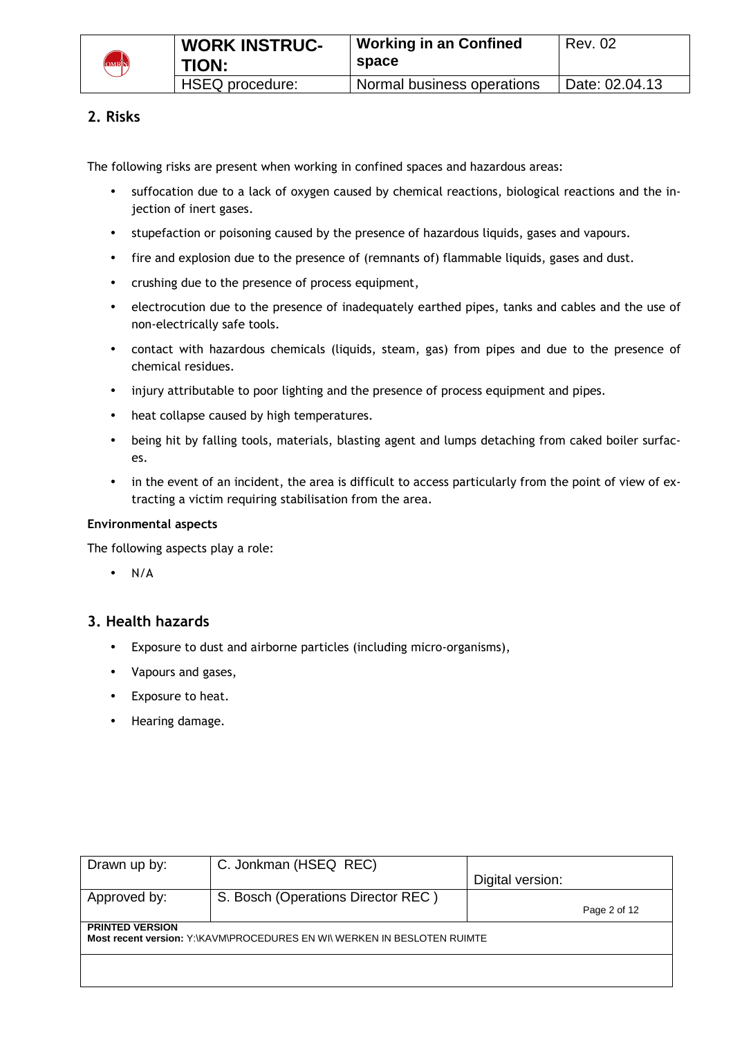## 2. Risks

The following risks are present when working in confined spaces and hazardous areas:

- suffocation due to a lack of oxygen caused by chemical reactions, biological reactions and the injection of inert gases.
- stupefaction or poisoning caused by the presence of hazardous liquids, gases and vapours.
- fire and explosion due to the presence of (remnants of) flammable liquids, gases and dust.
- crushing due to the presence of process equipment,
- electrocution due to the presence of inadequately earthed pipes, tanks and cables and the use of non-electrically safe tools.
- contact with hazardous chemicals (liquids, steam, gas) from pipes and due to the presence of chemical residues.
- injury attributable to poor lighting and the presence of process equipment and pipes.
- heat collapse caused by high temperatures.
- being hit by falling tools, materials, blasting agent and lumps detaching from caked boiler surfaces.
- in the event of an incident, the area is difficult to access particularly from the point of view of extracting a victim requiring stabilisation from the area.

**Environmental aspects**

The following aspects play a role:

- N/A

## 3. Health hazards

- Exposure to dust and airborne particles (including micro-organisms),
- Vapours and gases,
- Exposure to heat.
- Hearing damage.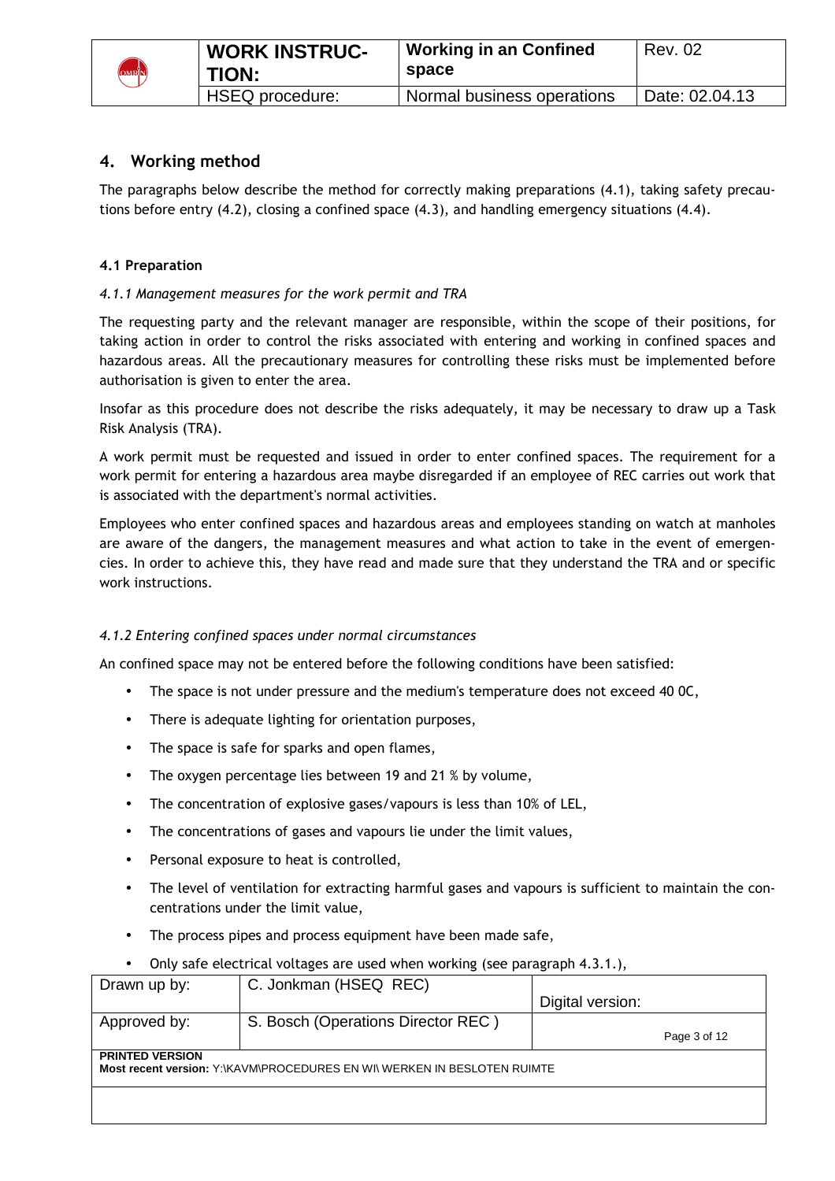## 4. Working method

The paragraphs below describe the method for correctly making preparations (4.1), taking safety precautions before entry (4.2), closing a confined space (4.3), and handling emergency situations (4.4).

### 4.1 Preparation

*4.1.1 Management measures for the work permit and TRA*

The requesting party and the relevant manager are responsible, within the scope of their positions, for taking action in order to control the risks associated with entering and working in confined spaces and hazardous areas. All the precautionary measures for controlling these risks must be implemented before authorisation is given to enter the area.

Insofar as this procedure does not describe the risks adequately, it may be necessary to draw up a Task Risk Analysis (TRA).

A work permit must be requested and issued in order to enter confined spaces. The requirement for a work permit for entering a hazardous area maybe disregarded if an employee of REC carries out work that is associated with the department's normal activities.

Employees who enter confined spaces and hazardous areas and employees standing on watch at manholes are aware of the dangers, the management measures and what action to take in the event of emergencies. In order to achieve this, they have read and made sure that they understand the TRA and or specific work instructions.

*4.1.2 Entering confined spaces under normal circumstances*

An confined space may not be entered before the following conditions have been satisfied:

- The space is not under pressure and the medium's temperature does not exceed 40 0C,
- There is adequate lighting for orientation purposes,
- The space is safe for sparks and open flames,
- The oxygen percentage lies between 19 and 21 % by volume,
- The concentration of explosive gases/vapours is less than 10% of LEL,
- The concentrations of gases and vapours lie under the limit values,
- Personal exposure to heat is controlled,
- The level of ventilation for extracting harmful gases and vapours is sufficient to maintain the concentrations under the limit value,
- The process pipes and process equipment have been made safe,
- Only safe electrical voltages are used when working (see paragraph 4.3.1.),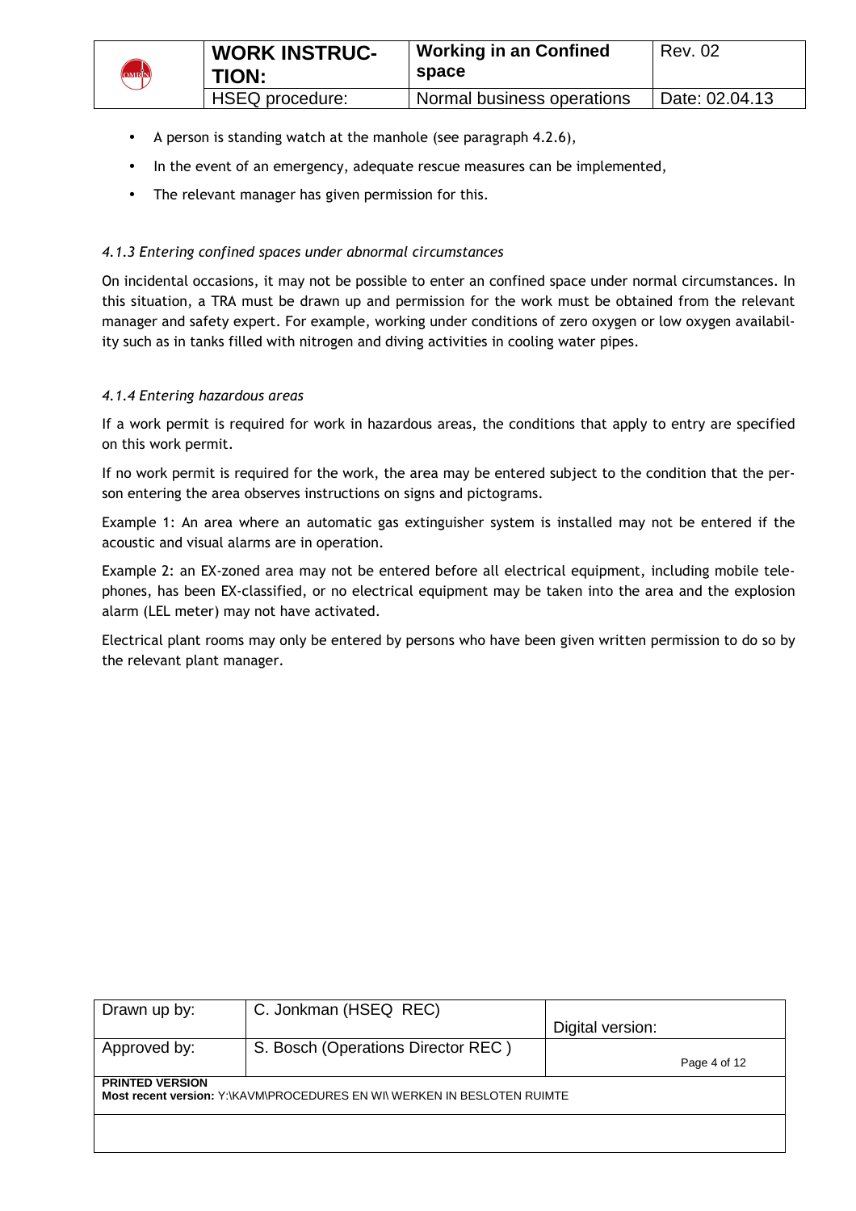- A person is standing watch at the manhole (see paragraph 4.2.6),
- In the event of an emergency, adequate rescue measures can be implemented,
- The relevant manager has given permission for this.

### *4.1.3 Entering confined spaces under abnormal circumstances*

On incidental occasions, it may not be possible to enter an confined space under normal circumstances. In this situation, a TRA must be drawn up and permission for the work must be obtained from the relevant manager and safety expert. For example, working under conditions of zero oxygen or low oxygen availability such as in tanks filled with nitrogen and diving activities in cooling water pipes.

### *4.1.4 Entering hazardous areas*

If a work permit is required for work in hazardous areas, the conditions that apply to entry are specified on this work permit.

If no work permit is required for the work, the area may be entered subject to the condition that the person entering the area observes instructions on signs and pictograms.

Example 1: An area where an automatic gas extinguisher system is installed may not be entered if the acoustic and visual alarms are in operation.

Example 2: an EX-zoned area may not be entered before all electrical equipment, including mobile telephones, has been EX-classified, or no electrical equipment may be taken into the area and the explosion alarm (LEL meter) may not have activated.

Electrical plant rooms may only be entered by persons who have been given written permission to do so by the relevant plant manager.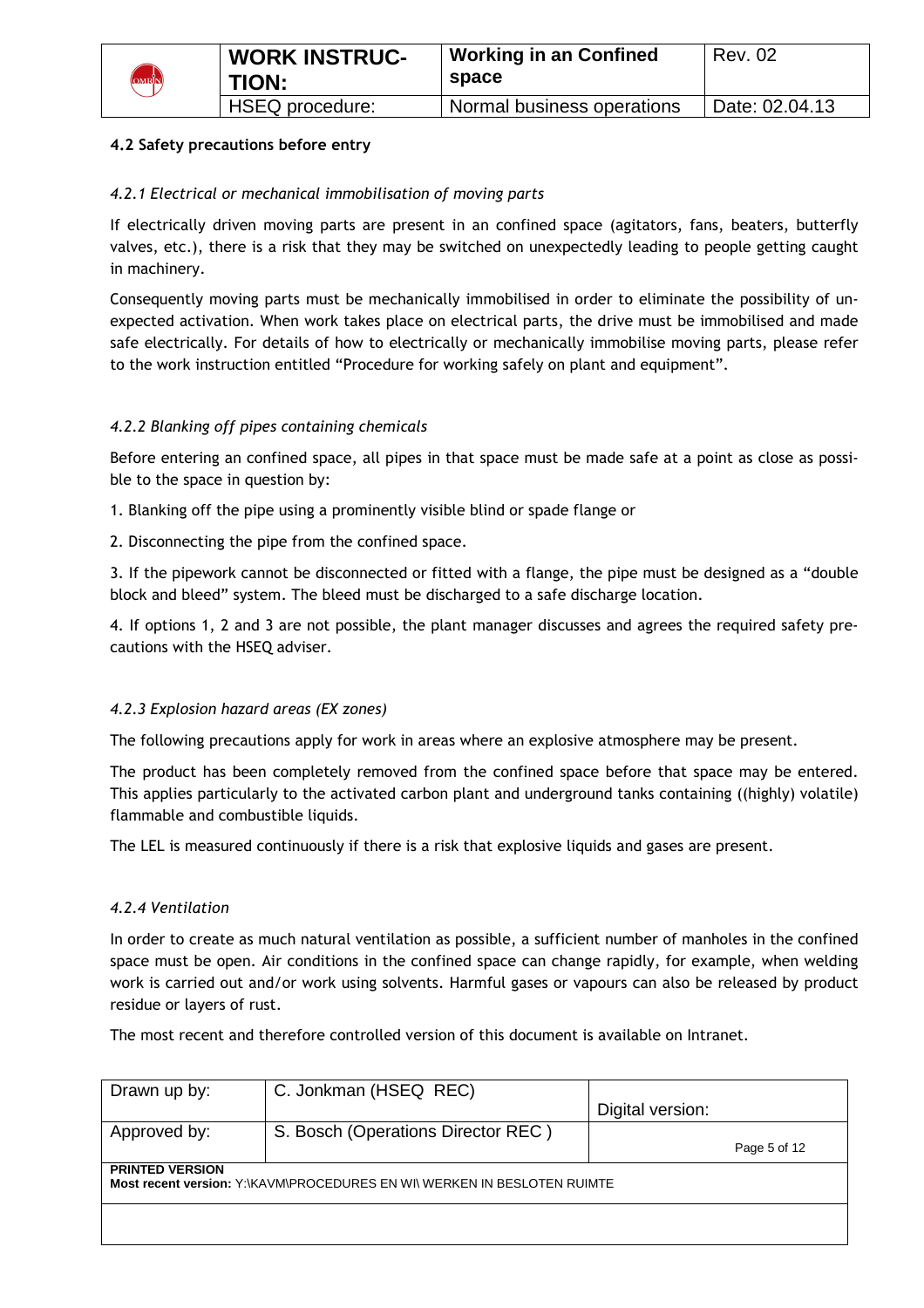**4.2 Safety precautions before entry**

*4.2.1 Electrical or mechanical immobilisation of moving parts*

If electrically driven moving parts are present in an confined space (agitators, fans, beaters, butterfly valves, etc.), there is a risk that they may be switched on unexpectedly leading to people getting caught in machinery.

Consequently moving parts must be mechanically immobilised in order to eliminate the possibility of unexpected activation. When work takes place on electrical parts, the drive must be immobilised and made safe electrically. For details of how to electrically or mechanically immobilise moving parts, please refer to the work instruction entitled "Procedure for working safely on plant and equipment".

*4.2.2 Blanking off pipes containing chemicals*

Before entering an confined space, all pipes in that space must be made safe at a point as close as possible to the space in question by:

1. Blanking off the pipe using a prominently visible blind or spade flange or

2. Disconnecting the pipe from the confined space.

3. If the pipework cannot be disconnected or fitted with a flange, the pipe must be designed as a "double block and bleed" system. The bleed must be discharged to a safe discharge location.

4. If options 1, 2 and 3 are not possible, the plant manager discusses and agrees the required safety precautions with the HSEQ adviser.

*4.2.3 Explosion hazard areas (EX zones)*

The following precautions apply for work in areas where an explosive atmosphere may be present.

The product has been completely removed from the confined space before that space may be entered. This applies particularly to the activated carbon plant and underground tanks containing ((highly) volatile) flammable and combustible liquids.

The LEL is measured continuously if there is a risk that explosive liquids and gases are present.

*4.2.4 Ventilation*

In order to create as much natural ventilation as possible, a sufficient number of manholes in the confined space must be open. Air conditions in the confined space can change rapidly, for example, when welding work is carried out and/or work using solvents. Harmful gases or vapours can also be released by product residue or layers of rust.

The most recent and therefore controlled version of this document is available on Intranet.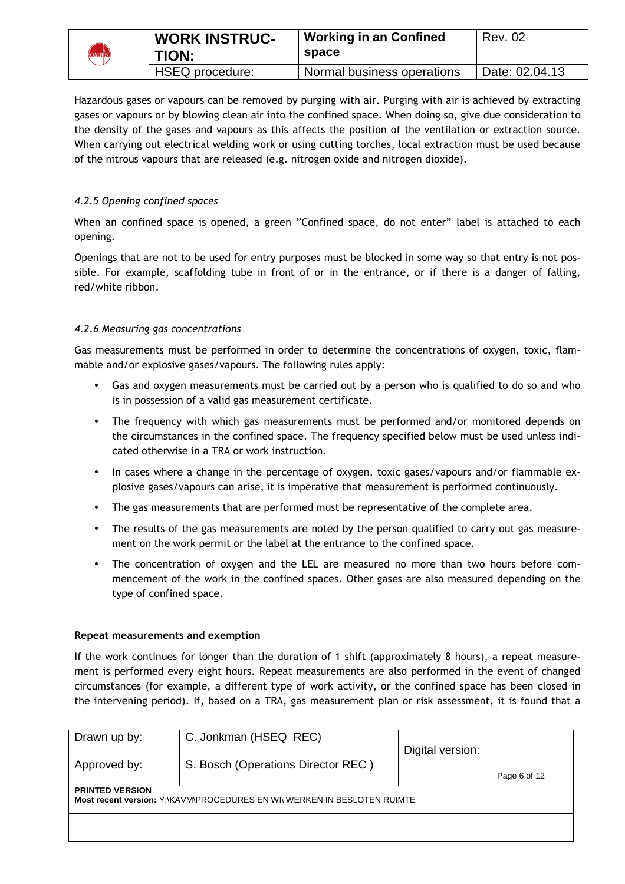Hazardous gases or vapours can be removed by purging with air. Purging with air is achieved by extracting gases or vapours or by blowing clean air into the confined space. When doing so, give due consideration to the density of the gases and vapours as this affects the position of the ventilation or extraction source. When carrying out electrical welding work or using cutting torches, local extraction must be used because of the nitrous vapours that are released (e.g. nitrogen oxide and nitrogen dioxide).

#### *4.2.5 Opening confined spaces*

When an confined space is opened, a green "Confined space, do not enter" label is attached to each opening.

Openings that are not to be used for entry purposes must be blocked in some way so that entry is not possible. For example, scaffolding tube in front of or in the entrance, or if there is a danger of falling, red/white ribbon.

#### *4.2.6 Measuring gas concentrations*

Gas measurements must be performed in order to determine the concentrations of oxygen, toxic, flammable and/or explosive gases/vapours. The following rules apply:

- Gas and oxygen measurements must be carried out by a person who is qualified to do so and who is in possession of a valid gas measurement certificate.
- The frequency with which gas measurements must be performed and/or monitored depends on the circumstances in the confined space. The frequency specified below must be used unless indicated otherwise in a TRA or work instruction.
- In cases where a change in the percentage of oxygen, toxic gases/vapours and/or flammable explosive gases/vapours can arise, it is imperative that measurement is performed continuously.
- The gas measurements that are performed must be representative of the complete area.
- The results of the gas measurements are noted by the person qualified to carry out gas measurement on the work permit or the label at the entrance to the confined space.
- The concentration of oxygen and the LEL are measured no more than two hours before commencement of the work in the confined spaces. Other gases are also measured depending on the type of confined space.

**Repeat measurements and exemption**

If the work continues for longer than the duration of 1 shift (approximately 8 hours), a repeat measurement is performed every eight hours. Repeat measurements are also performed in the event of changed circumstances (for example, a different type of work activity, or the confined space has been closed in the intervening period). If, based on a TRA, gas measurement plan or risk assessment, it is found that a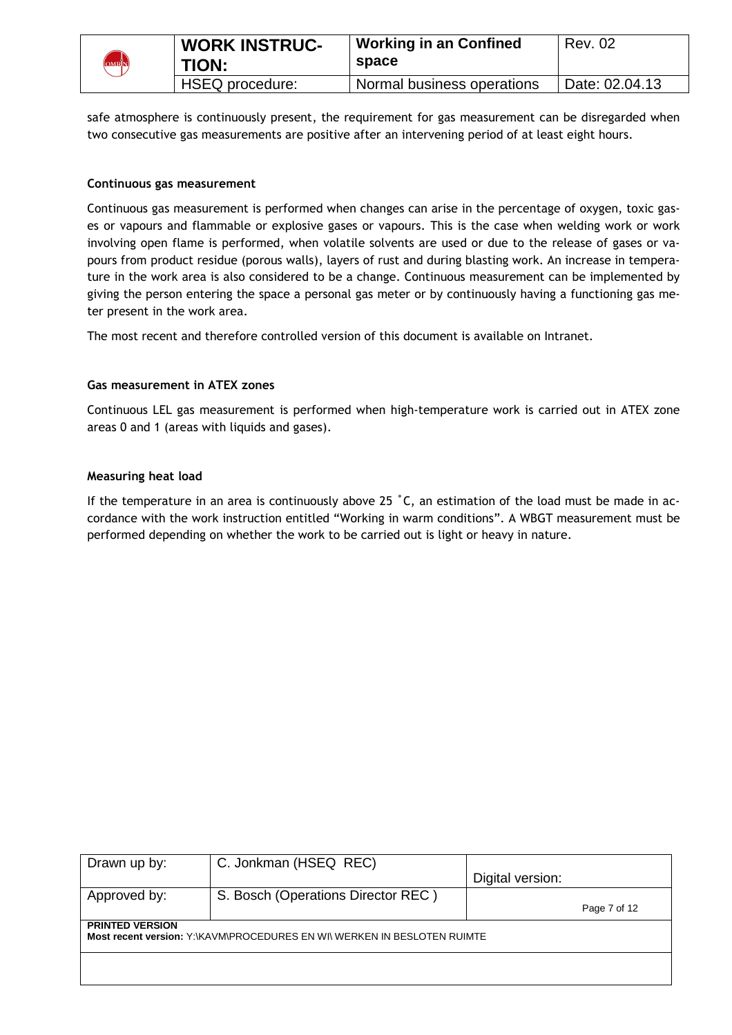safe atmosphere is continuously present, the requirement for gas measurement can be disregarded when two consecutive gas measurements are positive after an intervening period of at least eight hours.

**Continuous gas measurement**

Continuous gas measurement is performed when changes can arise in the percentage of oxygen, toxic gases or vapours and flammable or explosive gases or vapours. This is the case when welding work or work involving open flame is performed, when volatile solvents are used or due to the release of gases or vapours from product residue (porous walls), layers of rust and during blasting work. An increase in temperature in the work area is also considered to be a change. Continuous measurement can be implemented by giving the person entering the space a personal gas meter or by continuously having a functioning gas meter present in the work area.

The most recent and therefore controlled version of this document is available on Intranet.

**Gas measurement in ATEX zones**

Continuous LEL gas measurement is performed when high-temperature work is carried out in ATEX zone areas 0 and 1 (areas with liquids and gases).

**Measuring heat load**

If the temperature in an area is continuously above 25 ˚C, an estimation of the load must be made in accordance with the work instruction entitled "Working in warm conditions". A WBGT measurement must be performed depending on whether the work to be carried out is light or heavy in nature.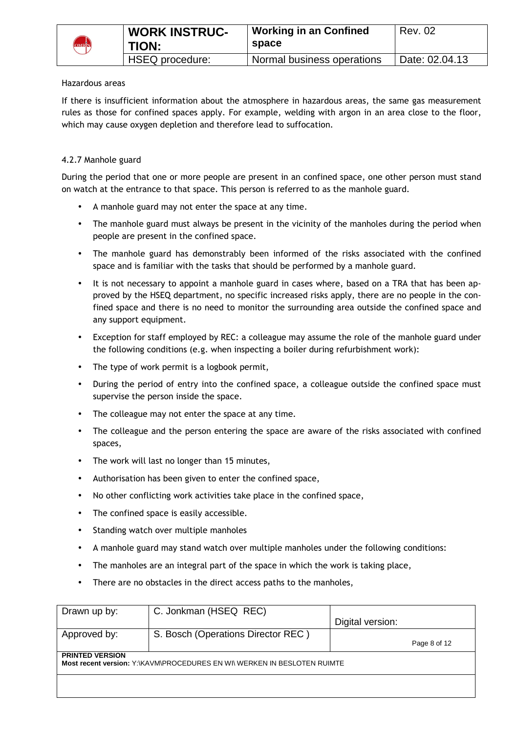Hazardous areas

If there is insufficient information about the atmosphere in hazardous areas, the same gas measurement rules as those for confined spaces apply. For example, welding with argon in an area close to the floor, which may cause oxygen depletion and therefore lead to suffocation.

4.2.7 Manhole guard

During the period that one or more people are present in an confined space, one other person must stand on watch at the entrance to that space. This person is referred to as the manhole guard.

- A manhole guard may not enter the space at any time.
- The manhole guard must always be present in the vicinity of the manholes during the period when people are present in the confined space.
- The manhole guard has demonstrably been informed of the risks associated with the confined space and is familiar with the tasks that should be performed by a manhole guard.
- It is not necessary to appoint a manhole guard in cases where, based on a TRA that has been approved by the HSEQ department, no specific increased risks apply, there are no people in the confined space and there is no need to monitor the surrounding area outside the confined space and any support equipment.
- Exception for staff employed by REC: a colleague may assume the role of the manhole guard under the following conditions (e.g. when inspecting a boiler during refurbishment work):
- The type of work permit is a logbook permit,
- During the period of entry into the confined space, a colleague outside the confined space must supervise the person inside the space.
- The colleague may not enter the space at any time.
- The colleague and the person entering the space are aware of the risks associated with confined spaces,
- The work will last no longer than 15 minutes,
- Authorisation has been given to enter the confined space,
- No other conflicting work activities take place in the confined space,
- The confined space is easily accessible.
- Standing watch over multiple manholes
- A manhole guard may stand watch over multiple manholes under the following conditions:
- The manholes are an integral part of the space in which the work is taking place,
- There are no obstacles in the direct access paths to the manholes,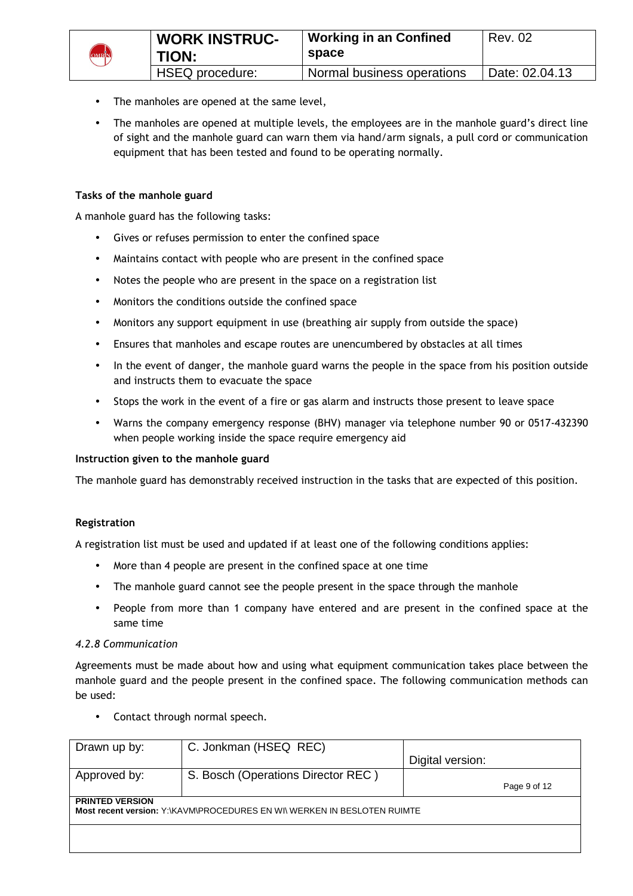- The manholes are opened at the same level,
- The manholes are opened at multiple levels, the employees are in the manhole guard's direct line of sight and the manhole guard can warn them via hand/arm signals, a pull cord or communication equipment that has been tested and found to be operating normally.

**Tasks of the manhole guard**

A manhole guard has the following tasks:

- Gives or refuses permission to enter the confined space
- Maintains contact with people who are present in the confined space
- Notes the people who are present in the space on a registration list
- Monitors the conditions outside the confined space
- Monitors any support equipment in use (breathing air supply from outside the space)
- Ensures that manholes and escape routes are unencumbered by obstacles at all times
- In the event of danger, the manhole guard warns the people in the space from his position outside and instructs them to evacuate the space
- Stops the work in the event of a fire or gas alarm and instructs those present to leave space
- Warns the company emergency response (BHV) manager via telephone number 90 or 0517-432390 when people working inside the space require emergency aid

**Instruction given to the manhole guard**

The manhole guard has demonstrably received instruction in the tasks that are expected of this position.

**Registration**

A registration list must be used and updated if at least one of the following conditions applies:

- More than 4 people are present in the confined space at one time
- The manhole guard cannot see the people present in the space through the manhole
- People from more than 1 company have entered and are present in the confined space at the same time

*4.2.8 Communication*

Agreements must be made about how and using what equipment communication takes place between the manhole guard and the people present in the confined space. The following communication methods can be used:

- Contact through normal speech.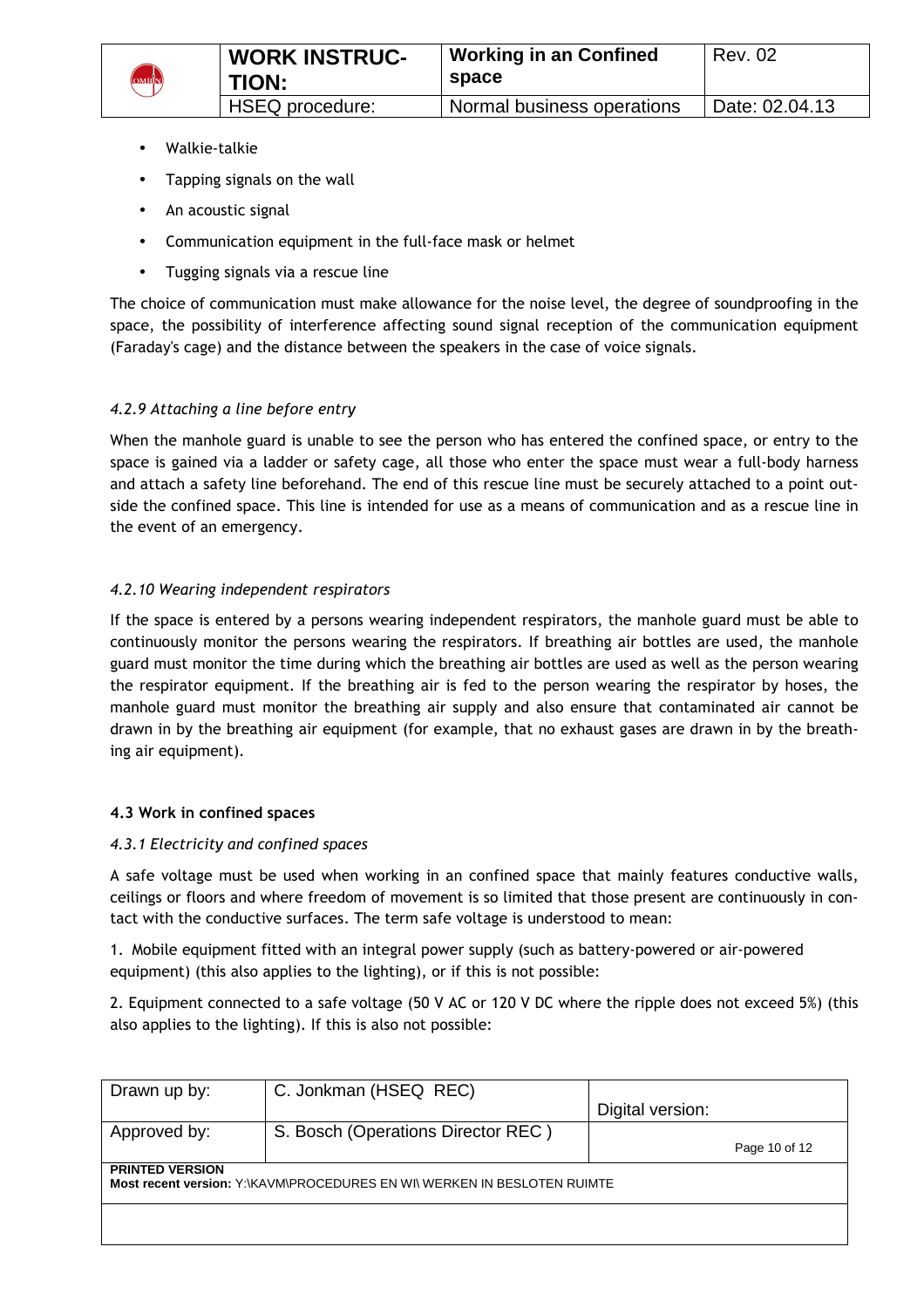- Walkie-talkie
- Tapping signals on the wall
- An acoustic signal
- Communication equipment in the full-face mask or helmet
- Tugging signals via a rescue line

The choice of communication must make allowance for the noise level, the degree of soundproofing in the space, the possibility of interference affecting sound signal reception of the communication equipment (Faraday's cage) and the distance between the speakers in the case of voice signals.

*4.2.9 Attaching a line before entry*

When the manhole guard is unable to see the person who has entered the confined space, or entry to the space is gained via a ladder or safety cage, all those who enter the space must wear a full-body harness and attach a safety line beforehand. The end of this rescue line must be securely attached to a point outside the confined space. This line is intended for use as a means of communication and as a rescue line in the event of an emergency.

*4.2.10 Wearing independent respirators*

If the space is entered by a persons wearing independent respirators, the manhole guard must be able to continuously monitor the persons wearing the respirators. If breathing air bottles are used, the manhole guard must monitor the time during which the breathing air bottles are used as well as the person wearing the respirator equipment. If the breathing air is fed to the person wearing the respirator by hoses, the manhole guard must monitor the breathing air supply and also ensure that contaminated air cannot be drawn in by the breathing air equipment (for example, that no exhaust gases are drawn in by the breathing air equipment).

**4.3 Work in confined spaces**

*4.3.1 Electricity and confined spaces*

A safe voltage must be used when working in an confined space that mainly features conductive walls, ceilings or floors and where freedom of movement is so limited that those present are continuously in contact with the conductive surfaces. The term safe voltage is understood to mean:

1. Mobile equipment fitted with an integral power supply (such as battery-powered or air-powered equipment) (this also applies to the lighting), or if this is not possible:

2. Equipment connected to a safe voltage (50 V AC or 120 V DC where the ripple does not exceed 5%) (this also applies to the lighting). If this is also not possible: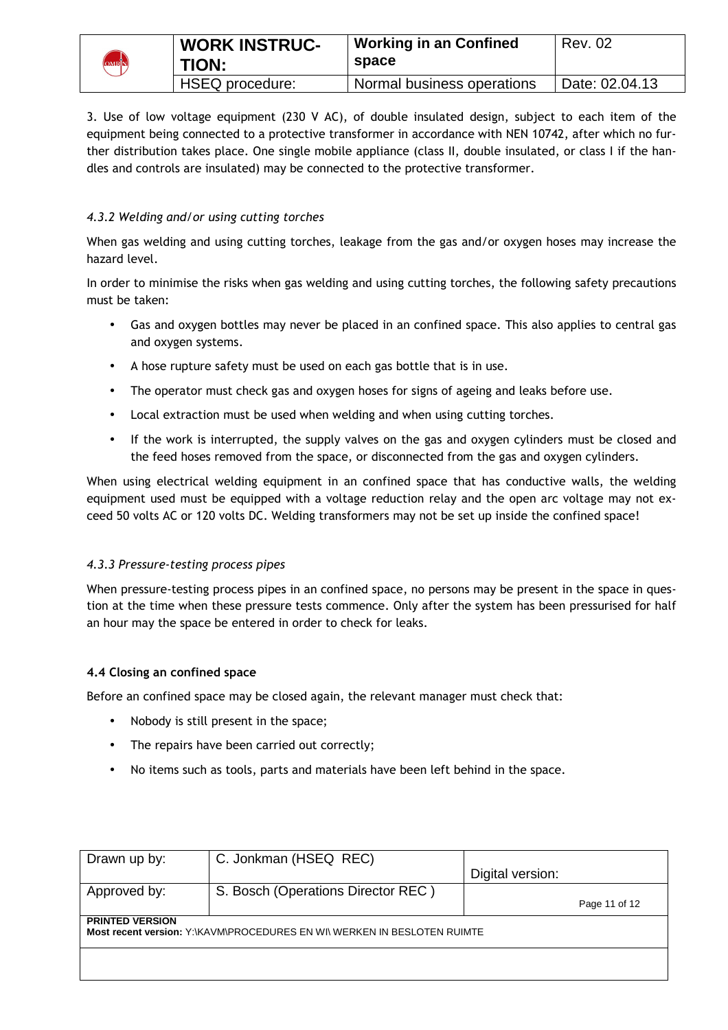3. Use of low voltage equipment (230 V AC), of double insulated design, subject to each item of the equipment being connected to a protective transformer in accordance with NEN 10742, after which no further distribution takes place. One single mobile appliance (class II, double insulated, or class I if the handles and controls are insulated) may be connected to the protective transformer.

### *4.3.2 Welding and/or using cutting torches*

When gas welding and using cutting torches, leakage from the gas and/or oxygen hoses may increase the hazard level.

In order to minimise the risks when gas welding and using cutting torches, the following safety precautions must be taken:

- Gas and oxygen bottles may never be placed in an confined space. This also applies to central gas and oxygen systems.
- A hose rupture safety must be used on each gas bottle that is in use.
- The operator must check gas and oxygen hoses for signs of ageing and leaks before use.
- Local extraction must be used when welding and when using cutting torches.
- If the work is interrupted, the supply valves on the gas and oxygen cylinders must be closed and the feed hoses removed from the space, or disconnected from the gas and oxygen cylinders.

When using electrical welding equipment in an confined space that has conductive walls, the welding equipment used must be equipped with a voltage reduction relay and the open arc voltage may not exceed 50 volts AC or 120 volts DC. Welding transformers may not be set up inside the confined space!

### *4.3.3 Pressure-testing process pipes*

When pressure-testing process pipes in an confined space, no persons may be present in the space in question at the time when these pressure tests commence. Only after the system has been pressurised for half an hour may the space be entered in order to check for leaks.

## 4.4 Closing an confined space

Before an confined space may be closed again, the relevant manager must check that:

- Nobody is still present in the space;
- The repairs have been carried out correctly;
- No items such as tools, parts and materials have been left behind in the space.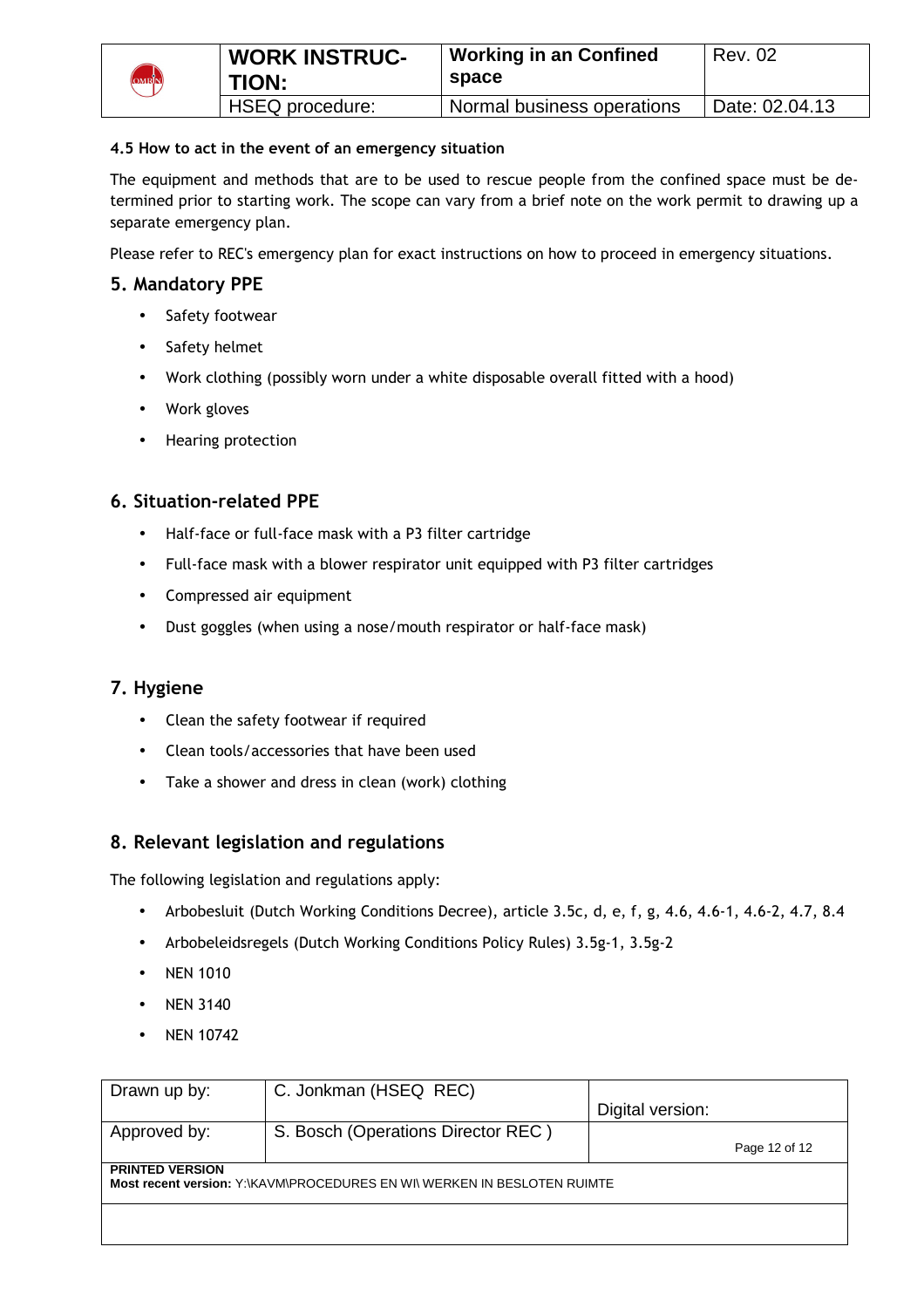#### 4.5 How to act in the event of an emergency situation

The equipment and methods that are to be used to rescue people from the confined space must be determined prior to starting work. The scope can vary from a brief note on the work permit to drawing up a separate emergency plan.

Please refer to REC's emergency plan for exact instructions on how to proceed in emergency situations.

## 5. Mandatory PPE

- Safety footwear
- Safety helmet
- Work clothing (possibly worn under a white disposable overall fitted with a hood)
- Work gloves
- Hearing protection

## 6. Situation-related PPE

- Half-face or full-face mask with a P3 filter cartridge
- Full-face mask with a blower respirator unit equipped with P3 filter cartridges
- Compressed air equipment
- Dust goggles (when using a nose/mouth respirator or half-face mask)

## 7. Hygiene

- Clean the safety footwear if required
- Clean tools/accessories that have been used
- Take a shower and dress in clean (work) clothing

## 8. Relevant legislation and regulations

The following legislation and regulations apply:

- Arbobesluit (Dutch Working Conditions Decree), article 3.5c, d, e, f, g, 4.6, 4.6-1, 4.6-2, 4.7, 8.4
- Arbobeleidsregels (Dutch Working Conditions Policy Rules) 3.5g-1, 3.5g-2
- NEN 1010
- NEN 3140
- NEN 10742

| | | |
|---|---|---|
| Drawn up by: | C. Jonkman (HSEQ REC) | Digital version: |
| Approved by: | S. Bosch (Operations Director REC ) | |

**PRINTED VERSION**
**Most recent version:** Y:\KAVM\PROCEDURES EN WI\ WERKEN IN BESLOTEN RUIMTE